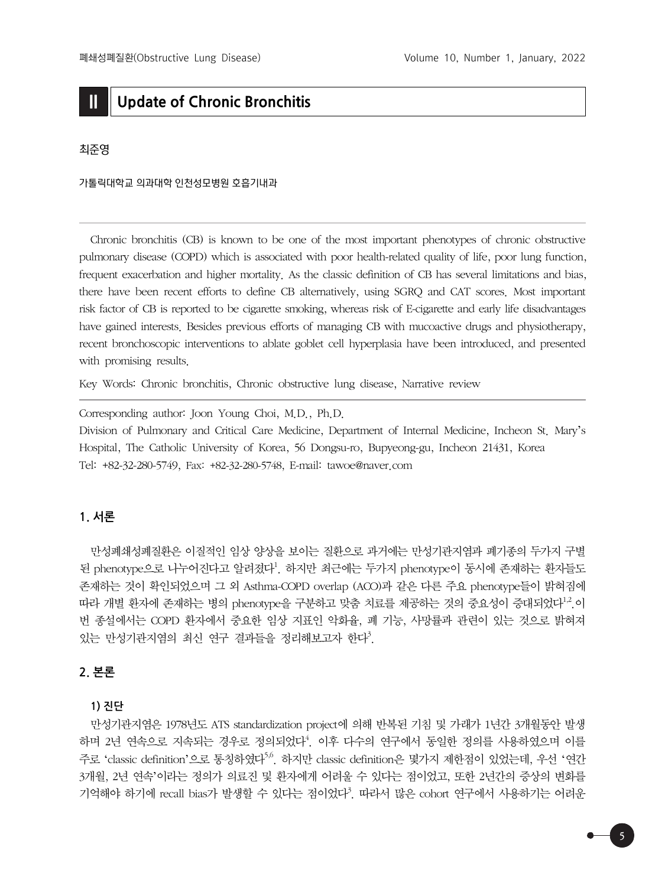# II Update of Chronic Bronchitis

최준영

가톨릭대학교 의과대학 인천성모병원 호흡기내과

Chronic bronchitis (CB) is known to be one of the most important phenotypes of chronic obstructive pulmonary disease (COPD) which is associated with poor health-related quality of life, poor lung function, frequent exacerbation and higher mortality. As the classic definition of CB has several limitations and bias, there have been recent efforts to define CB alternatively, using SGRQ and CAT scores. Most important risk factor of CB is reported to be cigarette smoking, whereas risk of E-cigarette and early life disadvantages have gained interests. Besides previous efforts of managing CB with mucoactive drugs and physiotherapy, recent bronchoscopic interventions to ablate goblet cell hyperplasia have been introduced, and presented with promising results.

Key Words: Chronic bronchitis, Chronic obstructive lung disease, Narrative review

Corresponding author: Joon Young Choi, M.D., Ph.D.
Division of Pulmonary and Critical Care Medicine, Department of Internal Medicine, Incheon St. Mary's Hospital, The Catholic University of Korea, 56 Dongsu-ro, Bupyeong-gu, Incheon 21431, Korea
Tel: +82-32-280-5749, Fax: +82-32-280-5748, E-mail: tawoe@naver.com

## 1. 서론

만성폐쇄성폐질환은 이질적인 임상 양상을 보이는 질환으로 과거에는 만성기관지염과 폐기종의 두가지 구별된 phenotype으로 나누어진다고 알려졌다[1]. 하지만 최근에는 두가지 phenotype이 동시에 존재하는 환자들도 존재하는 것이 확인되었으며 그 외 Asthma-COPD overlap (ACO)과 같은 다른 주요 phenotype들이 밝혀짐에 따라 개별 환자에 존재하는 병의 phenotype을 구분하고 맞춤 치료를 제공하는 것의 중요성이 증대되었다[1,2]. 이번 종설에서는 COPD 환자에서 중요한 임상 지표인 악화율, 폐 기능, 사망률과 관련이 있는 것으로 밝혀져 있는 만성기관지염의 최신 연구 결과들을 정리해보고자 한다[3].

## 2. 본론

### 1) 진단

만성기관지염은 1978년도 ATS standardization project에 의해 반복된 기침 및 가래가 1년간 3개월동안 발생하며 2년 연속으로 지속되는 경우로 정의되었다[4]. 이후 다수의 연구에서 동일한 정의를 사용하였으며 이를 주로 'classic definition'으로 통칭하였다[5,6]. 하지만 classic definition은 몇가지 제한점이 있었는데, 우선 '연간 3개월, 2년 연속'이라는 정의가 의료진 및 환자에게 어려울 수 있다는 점이었고, 또한 2년간의 증상의 변화를 기억해야 하기에 recall bias가 발생할 수 있다는 점이었다[3]. 따라서 많은 cohort 연구에서 사용하기는 어려운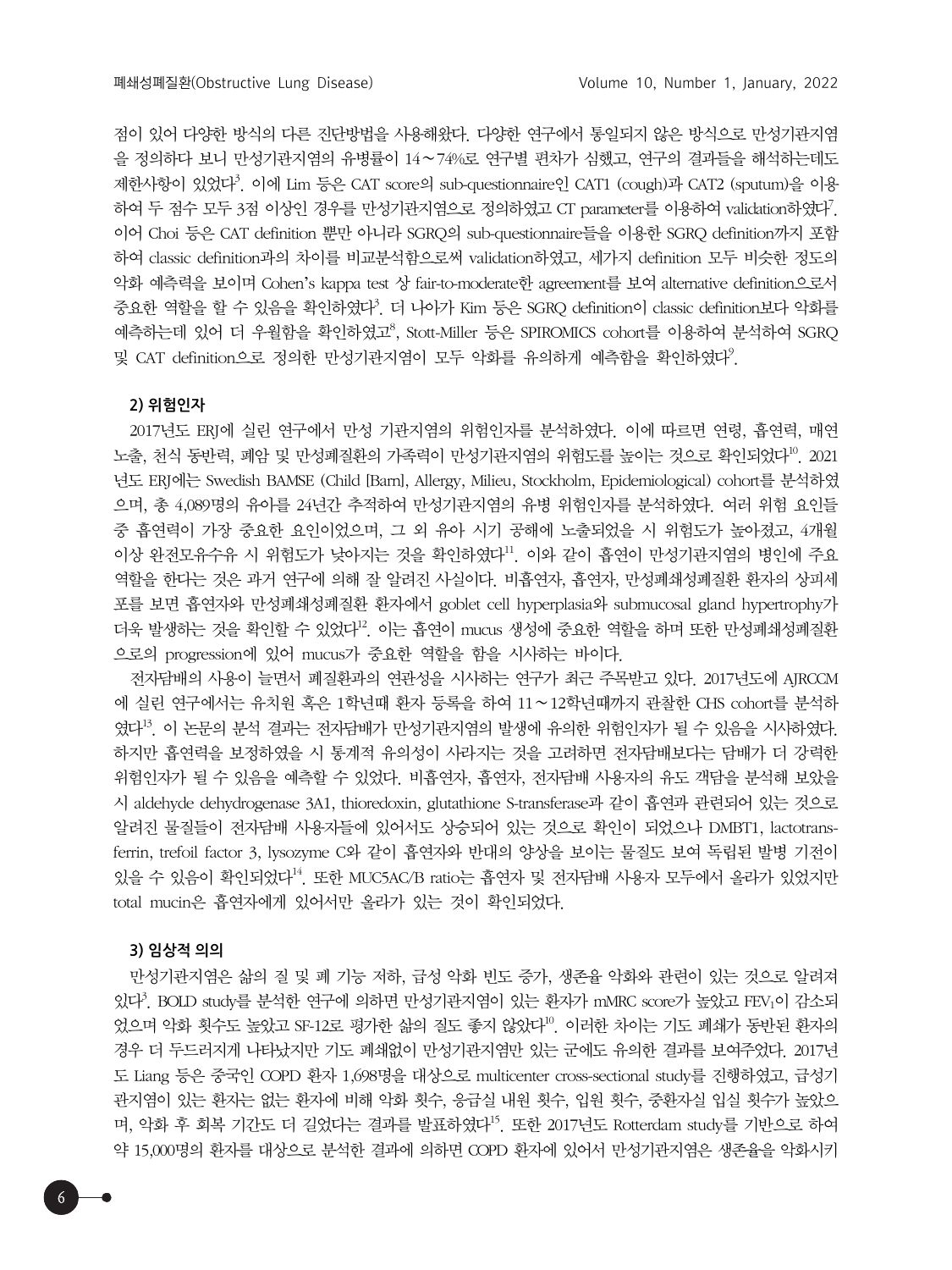점이 있어 다양한 방식의 다른 진단방법을 사용해왔다. 다양한 연구에서 통일되지 않은 방식으로 만성기관지염을 정의하다 보니 만성기관지염의 유병률이 14～74%로 연구별 편차가 심했고, 연구의 결과들을 해석하는데도 제한사항이 있었다[3]. 이에 Lim 등은 CAT score의 sub-questionnaire인 CAT1 (cough)과 CAT2 (sputum)을 이용하여 두 점수 모두 3점 이상인 경우를 만성기관지염으로 정의하였고 CT parameter를 이용하여 validation하였다[7]. 이어 Choi 등은 CAT definition 뿐만 아니라 SGRQ의 sub-questionnaire들을 이용한 SGRQ definition까지 포함하여 classic definition과의 차이를 비교분석함으로써 validation하였고, 세가지 definition 모두 비슷한 정도의 악화 예측력을 보이며 Cohen's kappa test 상 fair-to-moderate한 agreement를 보여 alternative definition으로서 중요한 역할을 할 수 있음을 확인하였다[3]. 더 나아가 Kim 등은 SGRQ definition이 classic definition보다 악화를 예측하는데 있어 더 우월함을 확인하였고[8], Stott-Miller 등은 SPIROMICS cohort를 이용하여 분석하여 SGRQ 및 CAT definition으로 정의한 만성기관지염이 모두 악화를 유의하게 예측함을 확인하였다[9].

### 2) 위험인자

2017년도 ERJ에 실린 연구에서 만성 기관지염의 위험인자를 분석하였다. 이에 따르면 연령, 흡연력, 매연 노출, 천식 동반력, 폐암 및 만성폐질환의 가족력이 만성기관지염의 위험도를 높이는 것으로 확인되었다[10]. 2021년도 ERJ에는 Swedish BAMSE (Child [Barn], Allergy, Milieu, Stockholm, Epidemiological) cohort를 분석하였으며, 총 4,089명의 유아를 24년간 추적하여 만성기관지염의 유병 위험인자를 분석하였다. 여러 위험 요인들 중 흡연력이 가장 중요한 요인이었으며, 그 외 유아 시기 공해에 노출되었을 시 위험도가 높아졌고, 4개월 이상 완전모유수유 시 위험도가 낮아지는 것을 확인하였다[11]. 이와 같이 흡연이 만성기관지염의 병인에 주요 역할을 한다는 것은 과거 연구에 의해 잘 알려진 사실이다. 비흡연자, 흡연자, 만성폐쇄성폐질환 환자의 상피세포를 보면 흡연자와 만성폐쇄성폐질환 환자에서 goblet cell hyperplasia와 submucosal gland hypertrophy가 더욱 발생하는 것을 확인할 수 있었다[12]. 이는 흡연이 mucus 생성에 중요한 역할을 하며 또한 만성폐쇄성폐질환으로의 progression에 있어 mucus가 중요한 역할을 함을 시사하는 바이다.

전자담배의 사용이 늘면서 폐질환과의 연관성을 시사하는 연구가 최근 주목받고 있다. 2017년도에 AJRCCM에 실린 연구에서는 유치원 혹은 1학년때 환자 등록을 하여 11～12학년때까지 관찰한 CHS cohort를 분석하였다[13]. 이 논문의 분석 결과는 전자담배가 만성기관지염의 발생에 유의한 위험인자가 될 수 있음을 시사하였다. 하지만 흡연력을 보정하였을 시 통계적 유의성이 사라지는 것을 고려하면 전자담배보다는 담배가 더 강력한 위험인자가 될 수 있음을 예측할 수 있었다. 비흡연자, 흡연자, 전자담배 사용자의 유도 객담을 분석해 보았을 시 aldehyde dehydrogenase 3A1, thioredoxin, glutathione S-transferase과 같이 흡연과 관련되어 있는 것으로 알려진 물질들이 전자담배 사용자들에 있어서도 상승되어 있는 것으로 확인이 되었으나 DMBT1, lactotransferrin, trefoil factor 3, lysozyme C와 같이 흡연자와 반대의 양상을 보이는 물질도 보여 독립된 발병 기전이 있을 수 있음이 확인되었다[14]. 또한 MUC5AC/B ratio는 흡연자 및 전자담배 사용자 모두에서 올라가 있었지만 total mucin은 흡연자에게 있어서만 올라가 있는 것이 확인되었다.

### 3) 임상적 의의

만성기관지염은 삶의 질 및 폐 기능 저하, 급성 악화 빈도 증가, 생존율 악화와 관련이 있는 것으로 알려져 있다[3]. BOLD study를 분석한 연구에 의하면 만성기관지염이 있는 환자가 mMRC score가 높았고 $FEV_1$이 감소되었으며 악화 횟수도 높았고 SF-12로 평가한 삶의 질도 좋지 않았다[10]. 이러한 차이는 기도 폐쇄가 동반된 환자의 경우 더 두드러지게 나타났지만 기도 폐쇄없이 만성기관지염만 있는 군에도 유의한 결과를 보여주었다. 2017년도 Liang 등은 중국인 COPD 환자 1,698명을 대상으로 multicenter cross-sectional study를 진행하였고, 급성기관지염이 있는 환자는 없는 환자에 비해 악화 횟수, 응급실 내원 횟수, 입원 횟수, 중환자실 입실 횟수가 높았으며, 악화 후 회복 기간도 더 길었다는 결과를 발표하였다[15]. 또한 2017년도 Rotterdam study를 기반으로 하여 약 15,000명의 환자를 대상으로 분석한 결과에 의하면 COPD 환자에 있어서 만성기관지염은 생존율을 악화시키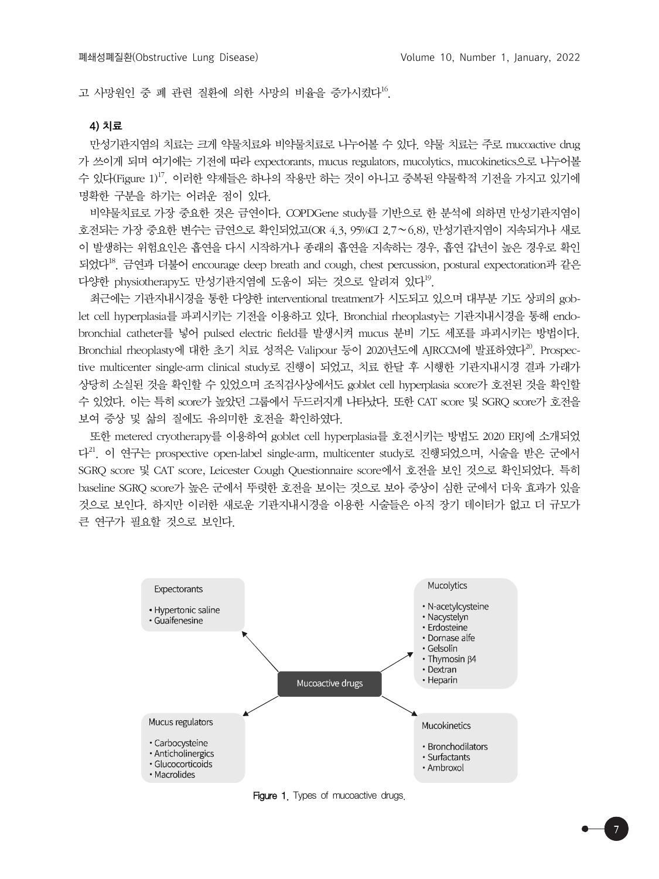고 사망원인 중 폐 관련 질환에 의한 사망의 비율을 증가시켰다[16].

### 4) 치료

만성기관지염의 치료는 크게 약물치료와 비약물치료로 나누어볼 수 있다. 약물 치료는 주로 mucoactive drug가 쓰이게 되며 여기에는 기전에 따라 expectorants, mucus regulators, mucolytics, mucokinetics으로 나누어볼 수 있다(Figure 1)[17]. 이러한 약제들은 하나의 작용만 하는 것이 아니고 중복된 약물학적 기전을 가지고 있기에 명확한 구분을 하기는 어려운 점이 있다.

비약물치료로 가장 중요한 것은 금연이다. COPDGene study를 기반으로 한 분석에 의하면 만성기관지염이 호전되는 가장 중요한 변수는 금연으로 확인되었고(OR 4.3, 95%CI 2.7∼6.8), 만성기관지염이 지속되거나 새로이 발생하는 위험요인은 흡연을 다시 시작하거나 종래의 흡연을 지속하는 경우, 흡연 갑년이 높은 경우로 확인되었다[18]. 금연과 더불어 encourage deep breath and cough, chest percussion, postural expectoration과 같은 다양한 physiotherapy도 만성기관지염에 도움이 되는 것으로 알려져 있다[19].

최근에는 기관지내시경을 통한 다양한 interventional treatment가 시도되고 있으며 대부분 기도 상피의 goblet cell hyperplasia를 파괴시키는 기전을 이용하고 있다. Bronchial rheoplasty는 기관지내시경을 통해 endobronchial catheter를 넣어 pulsed electric field를 발생시켜 mucus 분비 기도 세포를 파괴시키는 방법이다. Bronchial rheoplasty에 대한 초기 치료 성적은 Valipour 등이 2020년도에 AJRCCM에 발표하였다[20]. Prospective multicenter single-arm clinical study로 진행이 되었고, 치료 한달 후 시행한 기관지내시경 결과 가래가 상당히 소실된 것을 확인할 수 있었으며 조직검사상에서도 goblet cell hyperplasia score가 호전된 것을 확인할 수 있었다. 이는 특히 score가 높았던 그룹에서 두드러지게 나타났다. 또한 CAT score 및 SGRQ score가 호전을 보여 증상 및 삶의 질에도 유의미한 호전을 확인하였다.

또한 metered cryotherapy를 이용하여 goblet cell hyperplasia를 호전시키는 방법도 2020 ERJ에 소개되었다[21]. 이 연구는 prospective open-label single-arm, multicenter study로 진행되었으며, 시술을 받은 군에서 SGRQ score 및 CAT score, Leicester Cough Questionnaire score에서 호전을 보인 것으로 확인되었다. 특히 baseline SGRQ score가 높은 군에서 뚜렷한 호전을 보이는 것으로 보아 증상이 심한 군에서 더욱 효과가 있을 것으로 보인다. 하지만 이러한 새로운 기관지내시경을 이용한 시술들은 아직 장기 데이터가 없고 더 규모가 큰 연구가 필요할 것으로 보인다.

Mucoactive drugs

Expectorants
- Hypertonic saline
- Guaifenesine

Mucolytics
- N-acetylcysteine
- Nacystelyn
- Erdosteine
- Dornase alfe
- Gelsolin
- Thymosin β4
- Dextran
- Heparin

Mucus regulators
- Carbocysteine
- Anticholinergics
- Glucocorticoids
- Macrolides

Mucokinetics
- Bronchodilators
- Surfactants
- Ambroxol

**Figure 1.** Types of mucoactive drugs.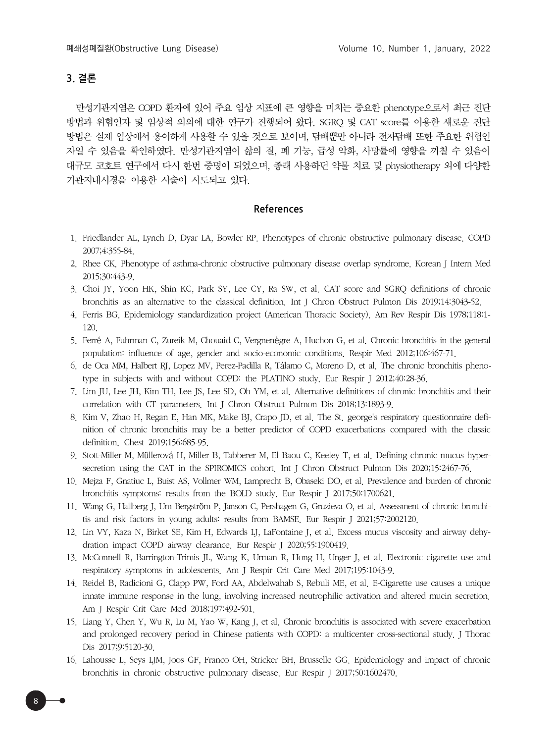## 3. 결론

만성기관지염은 COPD 환자에 있어 주요 임상 지표에 큰 영향을 미치는 중요한 phenotype으로서 최근 진단 방법과 위험인자 및 임상적 의의에 대한 연구가 진행되어 왔다. SGRQ 및 CAT score를 이용한 새로운 진단 방법은 실제 임상에서 용이하게 사용할 수 있을 것으로 보이며, 담배뿐만 아니라 전자담배 또한 주요한 위험인자일 수 있음을 확인하였다. 만성기관지염이 삶의 질, 폐 기능, 급성 악화, 사망률에 영향을 끼칠 수 있음이 대규모 코호트 연구에서 다시 한번 증명이 되었으며, 종래 사용하던 약물 치료 및 physiotherapy 외에 다양한 기관지내시경을 이용한 시술이 시도되고 있다.

## References

1. Friedlander AL, Lynch D, Dyar LA, Bowler RP. Phenotypes of chronic obstructive pulmonary disease. COPD 2007;4:355-84.
2. Rhee CK. Phenotype of asthma-chronic obstructive pulmonary disease overlap syndrome. Korean J Intern Med 2015;30:443-9.
3. Choi JY, Yoon HK, Shin KC, Park SY, Lee CY, Ra SW, et al. CAT score and SGRQ definitions of chronic bronchitis as an alternative to the classical definition. Int J Chron Obstruct Pulmon Dis 2019;14:3043-52.
4. Ferris BG. Epidemiology standardization project (American Thoracic Society). Am Rev Respir Dis 1978;118:1-120.
5. Ferré A, Fuhrman C, Zureik M, Chouaid C, Vergnenègre A, Huchon G, et al. Chronic bronchitis in the general population: influence of age, gender and socio-economic conditions. Respir Med 2012;106:467-71.
6. de Oca MM, Halbert RJ, Lopez MV, Perez-Padilla R, Tálamo C, Moreno D, et al. The chronic bronchitis phenotype in subjects with and without COPD: the PLATINO study. Eur Respir J 2012;40:28-36.
7. Lim JU, Lee JH, Kim TH, Lee JS, Lee SD, Oh YM, et al. Alternative definitions of chronic bronchitis and their correlation with CT parameters. Int J Chron Obstruct Pulmon Dis 2018;13:1893-9.
8. Kim V, Zhao H, Regan E, Han MK, Make BJ, Crapo JD, et al. The St. george's respiratory questionnaire definition of chronic bronchitis may be a better predictor of COPD exacerbations compared with the classic definition. Chest 2019;156:685-95.
9. Stott-Miller M, Müllerová H, Miller B, Tabberer M, El Baou C, Keeley T, et al. Defining chronic mucus hypersecretion using the CAT in the SPIROMICS cohort. Int J Chron Obstruct Pulmon Dis 2020;15:2467-76.
10. Mejza F, Gnatiuc L, Buist AS, Vollmer WM, Lamprecht B, Obaseki DO, et al. Prevalence and burden of chronic bronchitis symptoms: results from the BOLD study. Eur Respir J 2017;50:1700621.
11. Wang G, Hallberg J, Um Bergström P, Janson C, Pershagen G, Gruzieva O, et al. Assessment of chronic bronchitis and risk factors in young adults: results from BAMSE. Eur Respir J 2021;57:2002120.
12. Lin VY, Kaza N, Birket SE, Kim H, Edwards LJ, LaFontaine J, et al. Excess mucus viscosity and airway dehydration impact COPD airway clearance. Eur Respir J 2020;55:1900419.
13. McConnell R, Barrington-Trimis JL, Wang K, Urman R, Hong H, Unger J, et al. Electronic cigarette use and respiratory symptoms in adolescents. Am J Respir Crit Care Med 2017;195:1043-9.
14. Reidel B, Radicioni G, Clapp PW, Ford AA, Abdelwahab S, Rebuli ME, et al. E-Cigarette use causes a unique innate immune response in the lung, involving increased neutrophilic activation and altered mucin secretion. Am J Respir Crit Care Med 2018;197:492-501.
15. Liang Y, Chen Y, Wu R, Lu M, Yao W, Kang J, et al. Chronic bronchitis is associated with severe exacerbation and prolonged recovery period in Chinese patients with COPD: a multicenter cross-sectional study. J Thorac Dis 2017;9:5120-30.
16. Lahousse L, Seys LJM, Joos GF, Franco OH, Stricker BH, Brusselle GG. Epidemiology and impact of chronic bronchitis in chronic obstructive pulmonary disease. Eur Respir J 2017;50:1602470.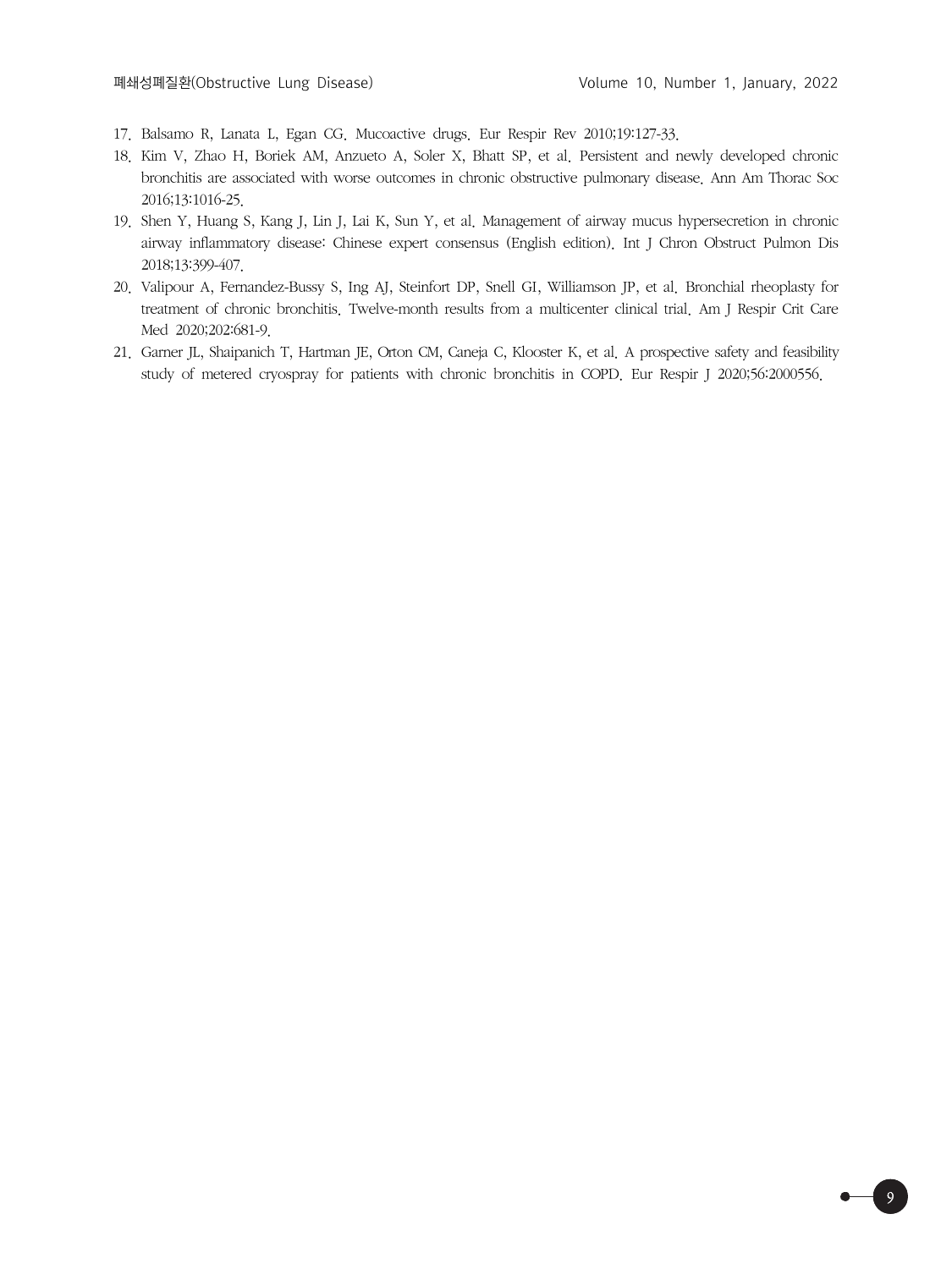17. Balsamo R, Lanata L, Egan CG. Mucoactive drugs. Eur Respir Rev 2010;19:127-33.
18. Kim V, Zhao H, Boriek AM, Anzueto A, Soler X, Bhatt SP, et al. Persistent and newly developed chronic bronchitis are associated with worse outcomes in chronic obstructive pulmonary disease. Ann Am Thorac Soc 2016;13:1016-25.
19. Shen Y, Huang S, Kang J, Lin J, Lai K, Sun Y, et al. Management of airway mucus hypersecretion in chronic airway inflammatory disease: Chinese expert consensus (English edition). Int J Chron Obstruct Pulmon Dis 2018;13:399-407.
20. Valipour A, Fernandez-Bussy S, Ing AJ, Steinfort DP, Snell GI, Williamson JP, et al. Bronchial rheoplasty for treatment of chronic bronchitis. Twelve-month results from a multicenter clinical trial. Am J Respir Crit Care Med 2020;202:681-9.
21. Garner JL, Shaipanich T, Hartman JE, Orton CM, Caneja C, Klooster K, et al. A prospective safety and feasibility study of metered cryospray for patients with chronic bronchitis in COPD. Eur Respir J 2020;56:2000556.